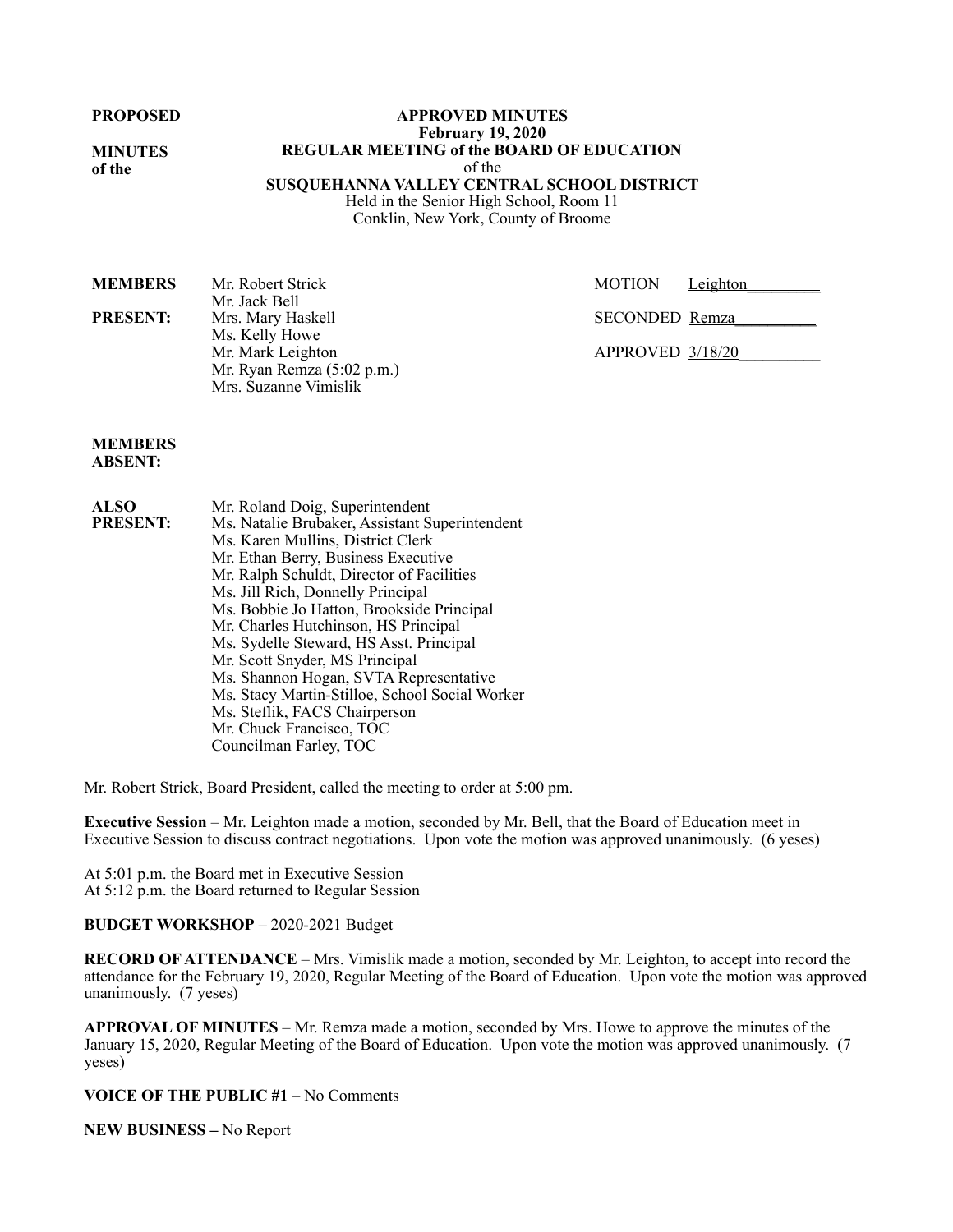**PROPOSED**

**MINUTES of the**

**APPROVED MINUTES**
**February 19, 2020**
**REGULAR MEETING of the BOARD OF EDUCATION**
of the
**SUSQUEHANNA VALLEY CENTRAL SCHOOL DISTRICT**
Held in the Senior High School, Room 11
Conklin, New York, County of Broome

**MEMBERS PRESENT:**
Mr. Robert Strick
Mr. Jack Bell
Mrs. Mary Haskell
Ms. Kelly Howe
Mr. Mark Leighton
Mr. Ryan Remza (5:02 p.m.)
Mrs. Suzanne Vimislik

MOTION Leighton
SECONDED Remza
APPROVED 3/18/20

**MEMBERS ABSENT:**

**ALSO PRESENT:**
Mr. Roland Doig, Superintendent
Ms. Natalie Brubaker, Assistant Superintendent
Ms. Karen Mullins, District Clerk
Mr. Ethan Berry, Business Executive
Mr. Ralph Schuldt, Director of Facilities
Ms. Jill Rich, Donnelly Principal
Ms. Bobbie Jo Hatton, Brookside Principal
Mr. Charles Hutchinson, HS Principal
Ms. Sydelle Steward, HS Asst. Principal
Mr. Scott Snyder, MS Principal
Ms. Shannon Hogan, SVTA Representative
Ms. Stacy Martin-Stilloe, School Social Worker
Ms. Steflik, FACS Chairperson
Mr. Chuck Francisco, TOC
Councilman Farley, TOC

Mr. Robert Strick, Board President, called the meeting to order at 5:00 pm.

**Executive Session** – Mr. Leighton made a motion, seconded by Mr. Bell, that the Board of Education meet in Executive Session to discuss contract negotiations. Upon vote the motion was approved unanimously. (6 yeses)

At 5:01 p.m. the Board met in Executive Session
At 5:12 p.m. the Board returned to Regular Session

**BUDGET WORKSHOP** – 2020-2021 Budget

**RECORD OF ATTENDANCE** – Mrs. Vimislik made a motion, seconded by Mr. Leighton, to accept into record the attendance for the February 19, 2020, Regular Meeting of the Board of Education. Upon vote the motion was approved unanimously. (7 yeses)

**APPROVAL OF MINUTES** – Mr. Remza made a motion, seconded by Mrs. Howe to approve the minutes of the January 15, 2020, Regular Meeting of the Board of Education. Upon vote the motion was approved unanimously. (7 yeses)

**VOICE OF THE PUBLIC #1** – No Comments

**NEW BUSINESS –** No Report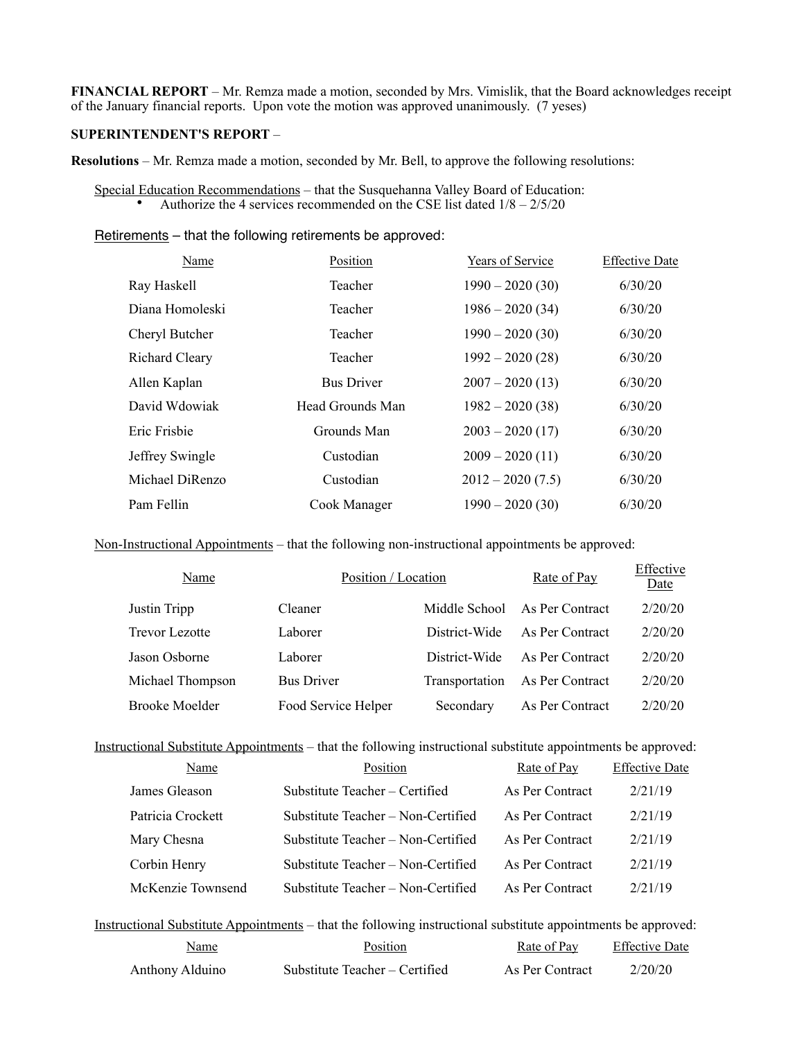**FINANCIAL REPORT** – Mr. Remza made a motion, seconded by Mrs. Vimislik, that the Board acknowledges receipt of the January financial reports. Upon vote the motion was approved unanimously. (7 yeses)

**SUPERINTENDENT'S REPORT** –

**Resolutions** – Mr. Remza made a motion, seconded by Mr. Bell, to approve the following resolutions:

Special Education Recommendations – that the Susquehanna Valley Board of Education:

- Authorize the 4 services recommended on the CSE list dated 1/8 – 2/5/20

Retirements – that the following retirements be approved:

| Name | Position | Years of Service | Effective Date |
|---|---|---|---|
| Ray Haskell | Teacher | 1990 – 2020 (30) | 6/30/20 |
| Diana Homoleski | Teacher | 1986 – 2020 (34) | 6/30/20 |
| Cheryl Butcher | Teacher | 1990 – 2020 (30) | 6/30/20 |
| Richard Cleary | Teacher | 1992 – 2020 (28) | 6/30/20 |
| Allen Kaplan | Bus Driver | 2007 – 2020 (13) | 6/30/20 |
| David Wdowiak | Head Grounds Man | 1982 – 2020 (38) | 6/30/20 |
| Eric Frisbie | Grounds Man | 2003 – 2020 (17) | 6/30/20 |
| Jeffrey Swingle | Custodian | 2009 – 2020 (11) | 6/30/20 |
| Michael DiRenzo | Custodian | 2012 – 2020 (7.5) | 6/30/20 |
| Pam Fellin | Cook Manager | 1990 – 2020 (30) | 6/30/20 |

Non-Instructional Appointments – that the following non-instructional appointments be approved:

| Name | Position / Location | | Rate of Pay | Effective Date |
|---|---|---|---|---|
| Justin Tripp | Cleaner | Middle School | As Per Contract | 2/20/20 |
| Trevor Lezotte | Laborer | District-Wide | As Per Contract | 2/20/20 |
| Jason Osborne | Laborer | District-Wide | As Per Contract | 2/20/20 |
| Michael Thompson | Bus Driver | Transportation | As Per Contract | 2/20/20 |
| Brooke Moelder | Food Service Helper | Secondary | As Per Contract | 2/20/20 |

Instructional Substitute Appointments – that the following instructional substitute appointments be approved:

| Name | Position | Rate of Pay | Effective Date |
|---|---|---|---|
| James Gleason | Substitute Teacher – Certified | As Per Contract | 2/21/19 |
| Patricia Crockett | Substitute Teacher – Non-Certified | As Per Contract | 2/21/19 |
| Mary Chesna | Substitute Teacher – Non-Certified | As Per Contract | 2/21/19 |
| Corbin Henry | Substitute Teacher – Non-Certified | As Per Contract | 2/21/19 |
| McKenzie Townsend | Substitute Teacher – Non-Certified | As Per Contract | 2/21/19 |

Instructional Substitute Appointments – that the following instructional substitute appointments be approved:

| Name | Position | Rate of Pay | Effective Date |
|---|---|---|---|
| Anthony Alduino | Substitute Teacher – Certified | As Per Contract | 2/20/20 |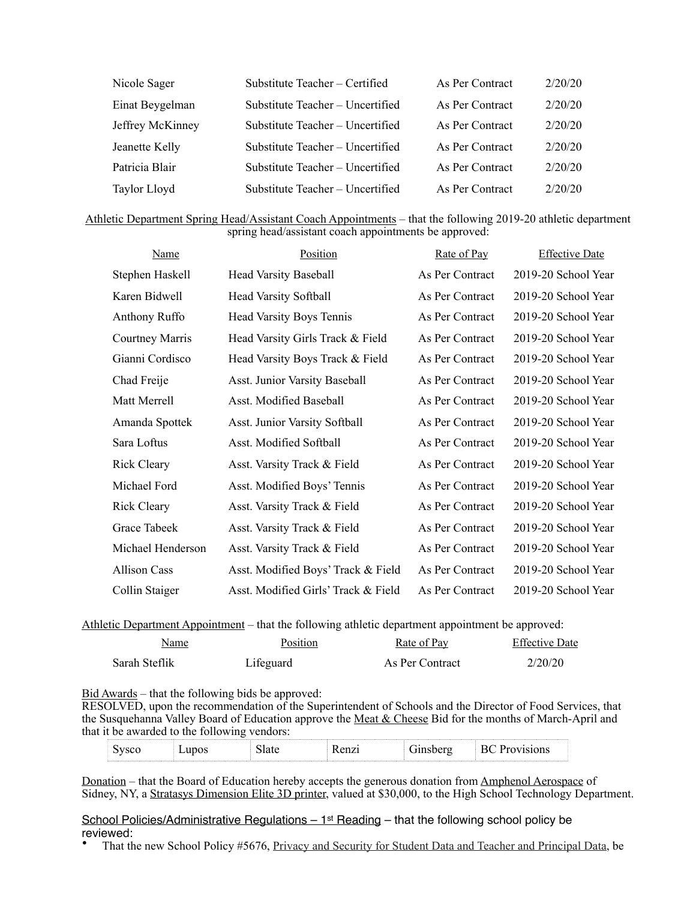| | | | |
|---|---|---|---|
| Nicole Sager | Substitute Teacher – Certified | As Per Contract | 2/20/20 |
| Einat Beygelman | Substitute Teacher – Uncertified | As Per Contract | 2/20/20 |
| Jeffrey McKinney | Substitute Teacher – Uncertified | As Per Contract | 2/20/20 |
| Jeanette Kelly | Substitute Teacher – Uncertified | As Per Contract | 2/20/20 |
| Patricia Blair | Substitute Teacher – Uncertified | As Per Contract | 2/20/20 |
| Taylor Lloyd | Substitute Teacher – Uncertified | As Per Contract | 2/20/20 |

Athletic Department Spring Head/Assistant Coach Appointments – that the following 2019-20 athletic department spring head/assistant coach appointments be approved:

| Name | Position | Rate of Pay | Effective Date |
|---|---|---|---|
| Stephen Haskell | Head Varsity Baseball | As Per Contract | 2019-20 School Year |
| Karen Bidwell | Head Varsity Softball | As Per Contract | 2019-20 School Year |
| Anthony Ruffo | Head Varsity Boys Tennis | As Per Contract | 2019-20 School Year |
| Courtney Marris | Head Varsity Girls Track & Field | As Per Contract | 2019-20 School Year |
| Gianni Cordisco | Head Varsity Boys Track & Field | As Per Contract | 2019-20 School Year |
| Chad Freije | Asst. Junior Varsity Baseball | As Per Contract | 2019-20 School Year |
| Matt Merrell | Asst. Modified Baseball | As Per Contract | 2019-20 School Year |
| Amanda Spottek | Asst. Junior Varsity Softball | As Per Contract | 2019-20 School Year |
| Sara Loftus | Asst. Modified Softball | As Per Contract | 2019-20 School Year |
| Rick Cleary | Asst. Varsity Track & Field | As Per Contract | 2019-20 School Year |
| Michael Ford | Asst. Modified Boys' Tennis | As Per Contract | 2019-20 School Year |
| Rick Cleary | Asst. Varsity Track & Field | As Per Contract | 2019-20 School Year |
| Grace Tabeek | Asst. Varsity Track & Field | As Per Contract | 2019-20 School Year |
| Michael Henderson | Asst. Varsity Track & Field | As Per Contract | 2019-20 School Year |
| Allison Cass | Asst. Modified Boys' Track & Field | As Per Contract | 2019-20 School Year |
| Collin Staiger | Asst. Modified Girls' Track & Field | As Per Contract | 2019-20 School Year |

Athletic Department Appointment – that the following athletic department appointment be approved:

| Name | Position | Rate of Pay | Effective Date |
|---|---|---|---|
| Sarah Steflik | Lifeguard | As Per Contract | 2/20/20 |

Bid Awards – that the following bids be approved:
RESOLVED, upon the recommendation of the Superintendent of Schools and the Director of Food Services, that the Susquehanna Valley Board of Education approve the Meat & Cheese Bid for the months of March-April and that it be awarded to the following vendors:

| | | | | | |
|---|---|---|---|---|---|
| Sysco | Lupos | Slate | Renzi | Ginsberg | BC Provisions |

Donation – that the Board of Education hereby accepts the generous donation from Amphenol Aerospace of Sidney, NY, a Stratasys Dimension Elite 3D printer, valued at $30,000, to the High School Technology Department.

School Policies/Administrative Regulations – 1st Reading – that the following school policy be reviewed:

- That the new School Policy #5676, Privacy and Security for Student Data and Teacher and Principal Data, be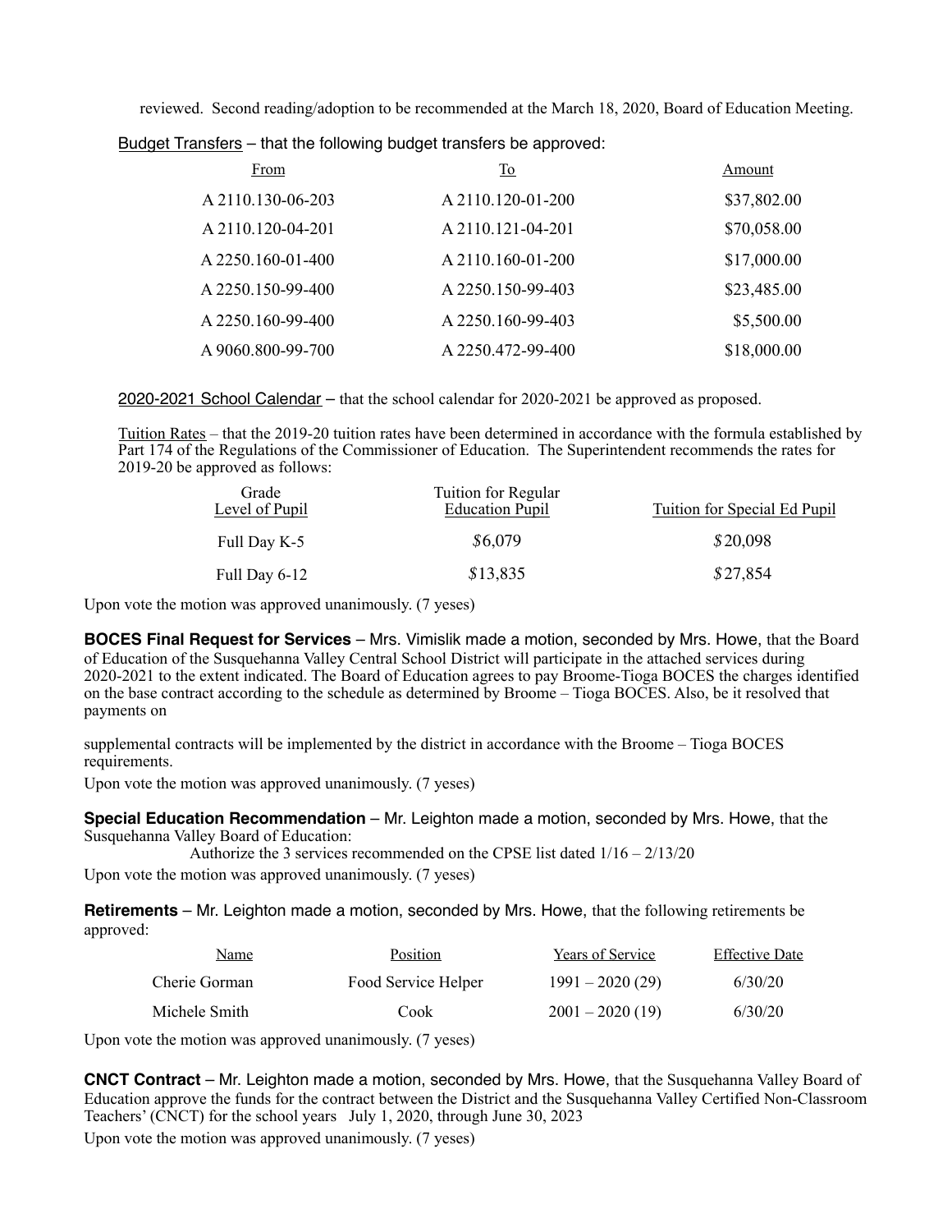reviewed. Second reading/adoption to be recommended at the March 18, 2020, Board of Education Meeting.

Budget Transfers – that the following budget transfers be approved:

| From | To | Amount |
|---|---|---|
| A 2110.130-06-203 | A 2110.120-01-200 | $37,802.00 |
| A 2110.120-04-201 | A 2110.121-04-201 | $70,058.00 |
| A 2250.160-01-400 | A 2110.160-01-200 | $17,000.00 |
| A 2250.150-99-400 | A 2250.150-99-403 | $23,485.00 |
| A 2250.160-99-400 | A 2250.160-99-403 | $5,500.00 |
| A 9060.800-99-700 | A 2250.472-99-400 | $18,000.00 |

2020-2021 School Calendar – that the school calendar for 2020-2021 be approved as proposed.

Tuition Rates – that the 2019-20 tuition rates have been determined in accordance with the formula established by Part 174 of the Regulations of the Commissioner of Education. The Superintendent recommends the rates for 2019-20 be approved as follows:

| Grade Level of Pupil | Tuition for Regular Education Pupil | Tuition for Special Ed Pupil |
|---|---|---|
| Full Day K-5 | $6,079 | $20,098 |
| Full Day 6-12 | $13,835 | $27,854 |

Upon vote the motion was approved unanimously. (7 yeses)

**BOCES Final Request for Services** – Mrs. Vimislik made a motion, seconded by Mrs. Howe, that the Board of Education of the Susquehanna Valley Central School District will participate in the attached services during 2020-2021 to the extent indicated. The Board of Education agrees to pay Broome-Tioga BOCES the charges identified on the base contract according to the schedule as determined by Broome – Tioga BOCES. Also, be it resolved that payments on

supplemental contracts will be implemented by the district in accordance with the Broome – Tioga BOCES requirements.

Upon vote the motion was approved unanimously. (7 yeses)

**Special Education Recommendation** – Mr. Leighton made a motion, seconded by Mrs. Howe, that the Susquehanna Valley Board of Education:

Authorize the 3 services recommended on the CPSE list dated 1/16 – 2/13/20

Upon vote the motion was approved unanimously. (7 yeses)

**Retirements** – Mr. Leighton made a motion, seconded by Mrs. Howe, that the following retirements be approved:

| Name | Position | Years of Service | Effective Date |
|---|---|---|---|
| Cherie Gorman | Food Service Helper | 1991 – 2020 (29) | 6/30/20 |
| Michele Smith | Cook | 2001 – 2020 (19) | 6/30/20 |

Upon vote the motion was approved unanimously. (7 yeses)

**CNCT Contract** – Mr. Leighton made a motion, seconded by Mrs. Howe, that the Susquehanna Valley Board of Education approve the funds for the contract between the District and the Susquehanna Valley Certified Non-Classroom Teachers' (CNCT) for the school years July 1, 2020, through June 30, 2023

Upon vote the motion was approved unanimously. (7 yeses)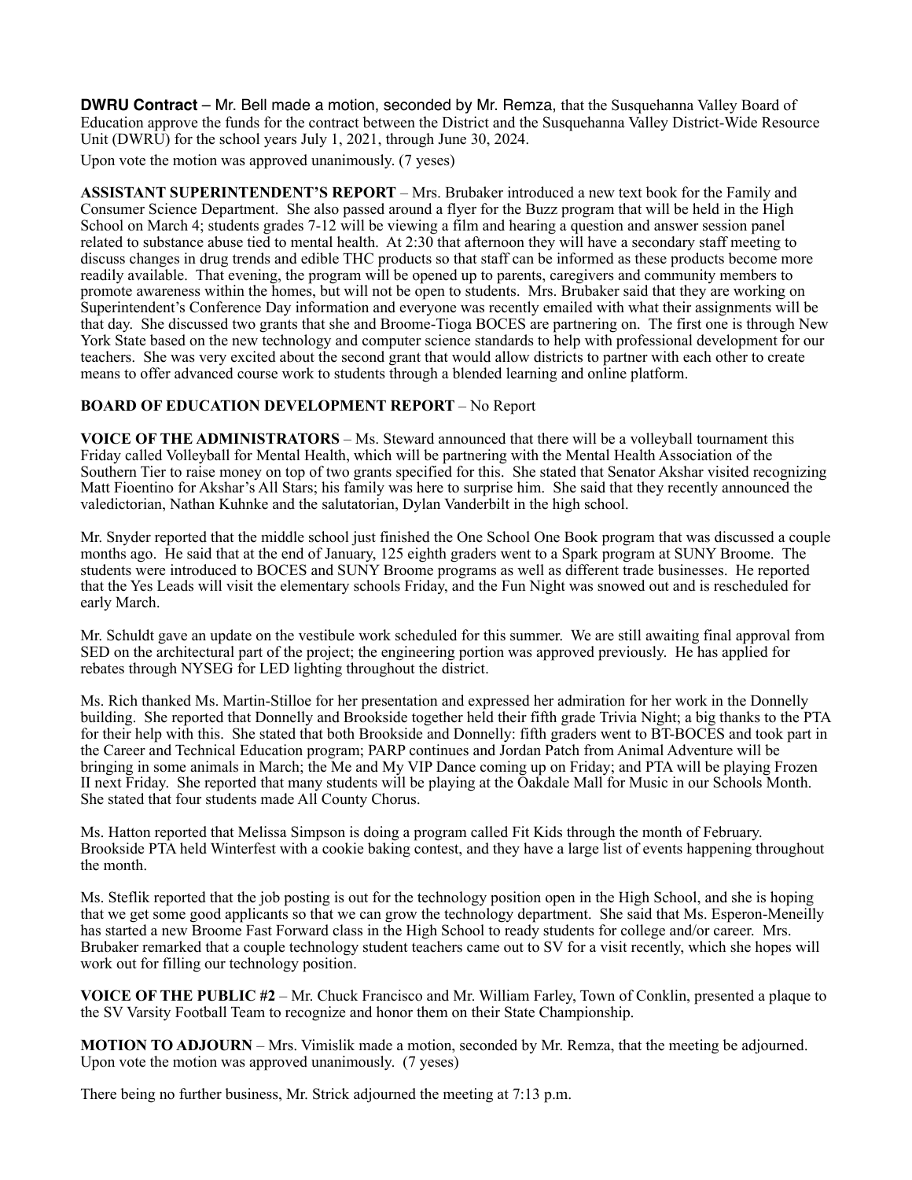**DWRU Contract** – Mr. Bell made a motion, seconded by Mr. Remza, that the Susquehanna Valley Board of Education approve the funds for the contract between the District and the Susquehanna Valley District-Wide Resource Unit (DWRU) for the school years July 1, 2021, through June 30, 2024.

Upon vote the motion was approved unanimously. (7 yeses)

**ASSISTANT SUPERINTENDENT'S REPORT** – Mrs. Brubaker introduced a new text book for the Family and Consumer Science Department. She also passed around a flyer for the Buzz program that will be held in the High School on March 4; students grades 7-12 will be viewing a film and hearing a question and answer session panel related to substance abuse tied to mental health. At 2:30 that afternoon they will have a secondary staff meeting to discuss changes in drug trends and edible THC products so that staff can be informed as these products become more readily available. That evening, the program will be opened up to parents, caregivers and community members to promote awareness within the homes, but will not be open to students. Mrs. Brubaker said that they are working on Superintendent's Conference Day information and everyone was recently emailed with what their assignments will be that day. She discussed two grants that she and Broome-Tioga BOCES are partnering on. The first one is through New York State based on the new technology and computer science standards to help with professional development for our teachers. She was very excited about the second grant that would allow districts to partner with each other to create means to offer advanced course work to students through a blended learning and online platform.

**BOARD OF EDUCATION DEVELOPMENT REPORT** – No Report

**VOICE OF THE ADMINISTRATORS** – Ms. Steward announced that there will be a volleyball tournament this Friday called Volleyball for Mental Health, which will be partnering with the Mental Health Association of the Southern Tier to raise money on top of two grants specified for this. She stated that Senator Akshar visited recognizing Matt Fioentino for Akshar's All Stars; his family was here to surprise him. She said that they recently announced the valedictorian, Nathan Kuhnke and the salutatorian, Dylan Vanderbilt in the high school.

Mr. Snyder reported that the middle school just finished the One School One Book program that was discussed a couple months ago. He said that at the end of January, 125 eighth graders went to a Spark program at SUNY Broome. The students were introduced to BOCES and SUNY Broome programs as well as different trade businesses. He reported that the Yes Leads will visit the elementary schools Friday, and the Fun Night was snowed out and is rescheduled for early March.

Mr. Schuldt gave an update on the vestibule work scheduled for this summer. We are still awaiting final approval from SED on the architectural part of the project; the engineering portion was approved previously. He has applied for rebates through NYSEG for LED lighting throughout the district.

Ms. Rich thanked Ms. Martin-Stilloe for her presentation and expressed her admiration for her work in the Donnelly building. She reported that Donnelly and Brookside together held their fifth grade Trivia Night; a big thanks to the PTA for their help with this. She stated that both Brookside and Donnelly: fifth graders went to BT-BOCES and took part in the Career and Technical Education program; PARP continues and Jordan Patch from Animal Adventure will be bringing in some animals in March; the Me and My VIP Dance coming up on Friday; and PTA will be playing Frozen II next Friday. She reported that many students will be playing at the Oakdale Mall for Music in our Schools Month. She stated that four students made All County Chorus.

Ms. Hatton reported that Melissa Simpson is doing a program called Fit Kids through the month of February. Brookside PTA held Winterfest with a cookie baking contest, and they have a large list of events happening throughout the month.

Ms. Steflik reported that the job posting is out for the technology position open in the High School, and she is hoping that we get some good applicants so that we can grow the technology department. She said that Ms. Esperon-Meneilly has started a new Broome Fast Forward class in the High School to ready students for college and/or career. Mrs. Brubaker remarked that a couple technology student teachers came out to SV for a visit recently, which she hopes will work out for filling our technology position.

**VOICE OF THE PUBLIC #2** – Mr. Chuck Francisco and Mr. William Farley, Town of Conklin, presented a plaque to the SV Varsity Football Team to recognize and honor them on their State Championship.

**MOTION TO ADJOURN** – Mrs. Vimislik made a motion, seconded by Mr. Remza, that the meeting be adjourned. Upon vote the motion was approved unanimously. (7 yeses)

There being no further business, Mr. Strick adjourned the meeting at 7:13 p.m.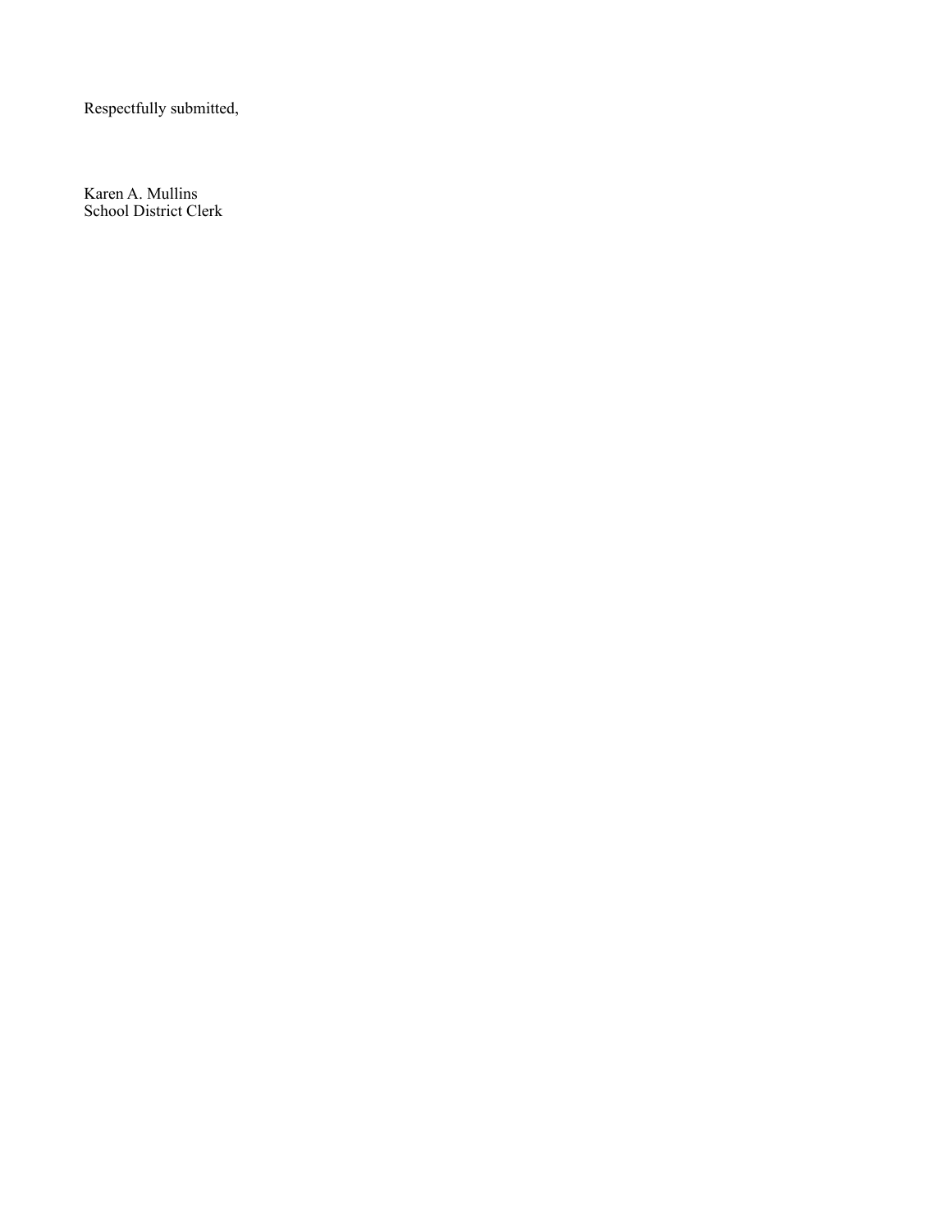Respectfully submitted,

Karen A. Mullins
School District Clerk